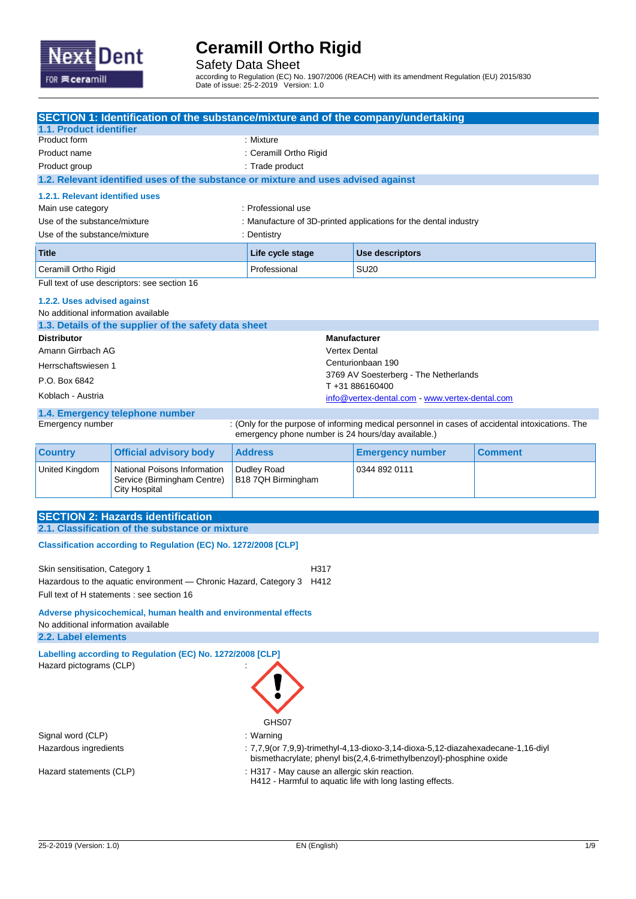# Ceramill Ortho Rigid

Safety Data Sheet

according to Regulation (EC) No. 1907/2006 (REACH) with its amendment Regulation (EU) 2015/830
Date of issue: 25-2-2019 Version: 1.0

## SECTION 1: Identification of the substance/mixture and of the company/undertaking

### 1.1. Product identifier

Product form : Mixture
Product name : Ceramill Ortho Rigid
Product group : Trade product

### 1.2. Relevant identified uses of the substance or mixture and uses advised against

#### 1.2.1. Relevant identified uses

Main use category : Professional use
Use of the substance/mixture : Manufacture of 3D-printed applications for the dental industry
Use of the substance/mixture : Dentistry

| Title | Life cycle stage | Use descriptors |
|---|---|---|
| Ceramill Ortho Rigid | Professional | SU20 |

Full text of use descriptors: see section 16

#### 1.2.2. Uses advised against

No additional information available

### 1.3. Details of the supplier of the safety data sheet

**Distributor**
Amann Girrbach AG
Herrschaftswiesen 1
P.O. Box 6842
Koblach - Austria

**Manufacturer**
Vertex Dental
Centurionbaan 190
3769 AV Soesterberg - The Netherlands
T +31 886160400
info@vertex-dental.com - www.vertex-dental.com

### 1.4. Emergency telephone number

Emergency number : (Only for the purpose of informing medical personnel in cases of accidental intoxications. The emergency phone number is 24 hours/day available.)

| Country | Official advisory body | Address | Emergency number | Comment |
|---|---|---|---|---|
| United Kingdom | National Poisons Information Service (Birmingham Centre) City Hospital | Dudley Road B18 7QH Birmingham | 0344 892 0111 | |

## SECTION 2: Hazards identification

### 2.1. Classification of the substance or mixture

**Classification according to Regulation (EC) No. 1272/2008 [CLP]**

Skin sensitisation, Category 1 H317
Hazardous to the aquatic environment — Chronic Hazard, Category 3 H412
Full text of H statements : see section 16

**Adverse physicochemical, human health and environmental effects**

No additional information available

### 2.2. Label elements

**Labelling according to Regulation (EC) No. 1272/2008 [CLP]**

Hazard pictograms (CLP) :

GHS07

Signal word (CLP) : Warning
Hazardous ingredients : 7,7,9(or 7,9,9)-trimethyl-4,13-dioxo-3,14-dioxa-5,12-diazahexadecane-1,16-diyl bismethacrylate; phenyl bis(2,4,6-trimethylbenzoyl)-phosphine oxide
Hazard statements (CLP) : H317 - May cause an allergic skin reaction.
H412 - Harmful to aquatic life with long lasting effects.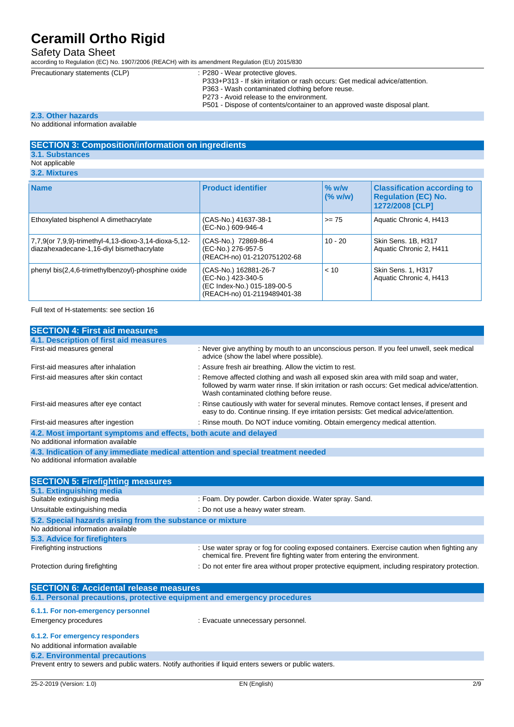| | |
|---|---|
| Precautionary statements (CLP) | : P280 - Wear protective gloves.<br>P333+P313 - If skin irritation or rash occurs: Get medical advice/attention.<br>P363 - Wash contaminated clothing before reuse.<br>P273 - Avoid release to the environment.<br>P501 - Dispose of contents/container to an approved waste disposal plant. |

### 2.3. Other hazards

No additional information available

## SECTION 3: Composition/information on ingredients

### 3.1. Substances

Not applicable

### 3.2. Mixtures

| Name | Product identifier | % w/w (% w/w) | Classification according to Regulation (EC) No. 1272/2008 [CLP] |
|---|---|---|---|
| Ethoxylated bisphenol A dimethacrylate | (CAS-No.) 41637-38-1<br>(EC-No.) 609-946-4 | >= 75 | Aquatic Chronic 4, H413 |
| 7,7,9(or 7,9,9)-trimethyl-4,13-dioxo-3,14-dioxa-5,12-diazahexadecane-1,16-diyl bismethacrylate | (CAS-No.) 72869-86-4<br>(EC-No.) 276-957-5<br>(REACH-no) 01-2120751202-68 | 10 - 20 | Skin Sens. 1B, H317<br>Aquatic Chronic 2, H411 |
| phenyl bis(2,4,6-trimethylbenzoyl)-phosphine oxide | (CAS-No.) 162881-26-7<br>(EC-No.) 423-340-5<br>(EC Index-No.) 015-189-00-5<br>(REACH-no) 01-2119489401-38 | < 10 | Skin Sens. 1, H317<br>Aquatic Chronic 4, H413 |

Full text of H-statements: see section 16

## SECTION 4: First aid measures

### 4.1. Description of first aid measures

| | |
|---|---|
| First-aid measures general | : Never give anything by mouth to an unconscious person. If you feel unwell, seek medical advice (show the label where possible). |
| First-aid measures after inhalation | : Assure fresh air breathing. Allow the victim to rest. |
| First-aid measures after skin contact | : Remove affected clothing and wash all exposed skin area with mild soap and water, followed by warm water rinse. If skin irritation or rash occurs: Get medical advice/attention. Wash contaminated clothing before reuse. |
| First-aid measures after eye contact | : Rinse cautiously with water for several minutes. Remove contact lenses, if present and easy to do. Continue rinsing. If eye irritation persists: Get medical advice/attention. |
| First-aid measures after ingestion | : Rinse mouth. Do NOT induce vomiting. Obtain emergency medical attention. |

### 4.2. Most important symptoms and effects, both acute and delayed

No additional information available

### 4.3. Indication of any immediate medical attention and special treatment needed

No additional information available

## SECTION 5: Firefighting measures

### 5.1. Extinguishing media

| | |
|---|---|
| Suitable extinguishing media | : Foam. Dry powder. Carbon dioxide. Water spray. Sand. |
| Unsuitable extinguishing media | : Do not use a heavy water stream. |

### 5.2. Special hazards arising from the substance or mixture

No additional information available

### 5.3. Advice for firefighters

| | |
|---|---|
| Firefighting instructions | : Use water spray or fog for cooling exposed containers. Exercise caution when fighting any chemical fire. Prevent fire fighting water from entering the environment. |
| Protection during firefighting | : Do not enter fire area without proper protective equipment, including respiratory protection. |

## SECTION 6: Accidental release measures

### 6.1. Personal precautions, protective equipment and emergency procedures

#### 6.1.1. For non-emergency personnel

| | |
|---|---|
| Emergency procedures | : Evacuate unnecessary personnel. |

#### 6.1.2. For emergency responders

No additional information available

### 6.2. Environmental precautions

Prevent entry to sewers and public waters. Notify authorities if liquid enters sewers or public waters.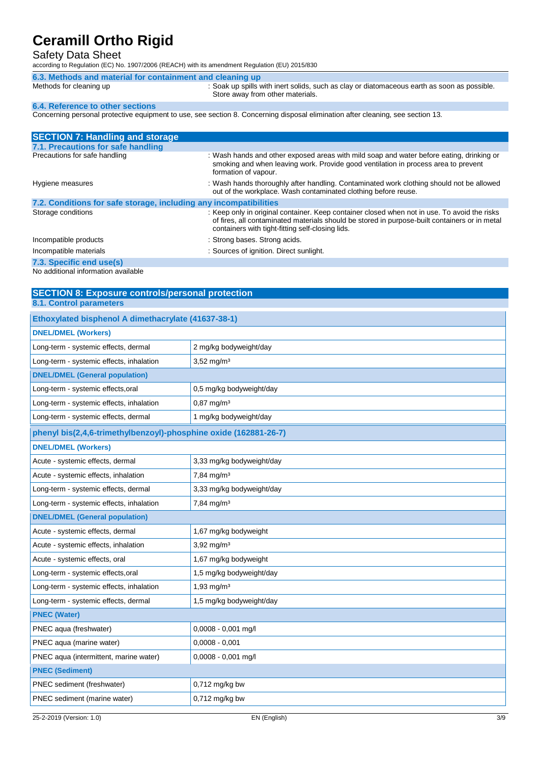### 6.3. Methods and material for containment and cleaning up

Methods for cleaning up : Soak up spills with inert solids, such as clay or diatomaceous earth as soon as possible. Store away from other materials.

### 6.4. Reference to other sections

Concerning personal protective equipment to use, see section 8. Concerning disposal elimination after cleaning, see section 13.

## SECTION 7: Handling and storage

### 7.1. Precautions for safe handling

Precautions for safe handling : Wash hands and other exposed areas with mild soap and water before eating, drinking or smoking and when leaving work. Provide good ventilation in process area to prevent formation of vapour.

Hygiene measures : Wash hands thoroughly after handling. Contaminated work clothing should not be allowed out of the workplace. Wash contaminated clothing before reuse.

### 7.2. Conditions for safe storage, including any incompatibilities

Storage conditions : Keep only in original container. Keep container closed when not in use. To avoid the risks of fires, all contaminated materials should be stored in purpose-built containers or in metal containers with tight-fitting self-closing lids.

Incompatible products : Strong bases. Strong acids.

Incompatible materials : Sources of ignition. Direct sunlight.

### 7.3. Specific end use(s)

No additional information available

## SECTION 8: Exposure controls/personal protection

### 8.1. Control parameters

| Ethoxylated bisphenol A dimethacrylate (41637-38-1) | |
|---|---|
| **DNEL/DMEL (Workers)** | |
| Long-term - systemic effects, dermal | 2 mg/kg bodyweight/day |
| Long-term - systemic effects, inhalation | 3,52 mg/m³ |
| **DNEL/DMEL (General population)** | |
| Long-term - systemic effects,oral | 0,5 mg/kg bodyweight/day |
| Long-term - systemic effects, inhalation | 0,87 mg/m³ |
| Long-term - systemic effects, dermal | 1 mg/kg bodyweight/day |

| phenyl bis(2,4,6-trimethylbenzoyl)-phosphine oxide (162881-26-7) | |
|---|---|
| **DNEL/DMEL (Workers)** | |
| Acute - systemic effects, dermal | 3,33 mg/kg bodyweight/day |
| Acute - systemic effects, inhalation | 7,84 mg/m³ |
| Long-term - systemic effects, dermal | 3,33 mg/kg bodyweight/day |
| Long-term - systemic effects, inhalation | 7,84 mg/m³ |
| **DNEL/DMEL (General population)** | |
| Acute - systemic effects, dermal | 1,67 mg/kg bodyweight |
| Acute - systemic effects, inhalation | 3,92 mg/m³ |
| Acute - systemic effects, oral | 1,67 mg/kg bodyweight |
| Long-term - systemic effects,oral | 1,5 mg/kg bodyweight/day |
| Long-term - systemic effects, inhalation | 1,93 mg/m³ |
| Long-term - systemic effects, dermal | 1,5 mg/kg bodyweight/day |
| **PNEC (Water)** | |
| PNEC aqua (freshwater) | 0,0008 - 0,001 mg/l |
| PNEC aqua (marine water) | 0,0008 - 0,001 |
| PNEC aqua (intermittent, marine water) | 0,0008 - 0,001 mg/l |
| **PNEC (Sediment)** | |
| PNEC sediment (freshwater) | 0,712 mg/kg bw |
| PNEC sediment (marine water) | 0,712 mg/kg bw |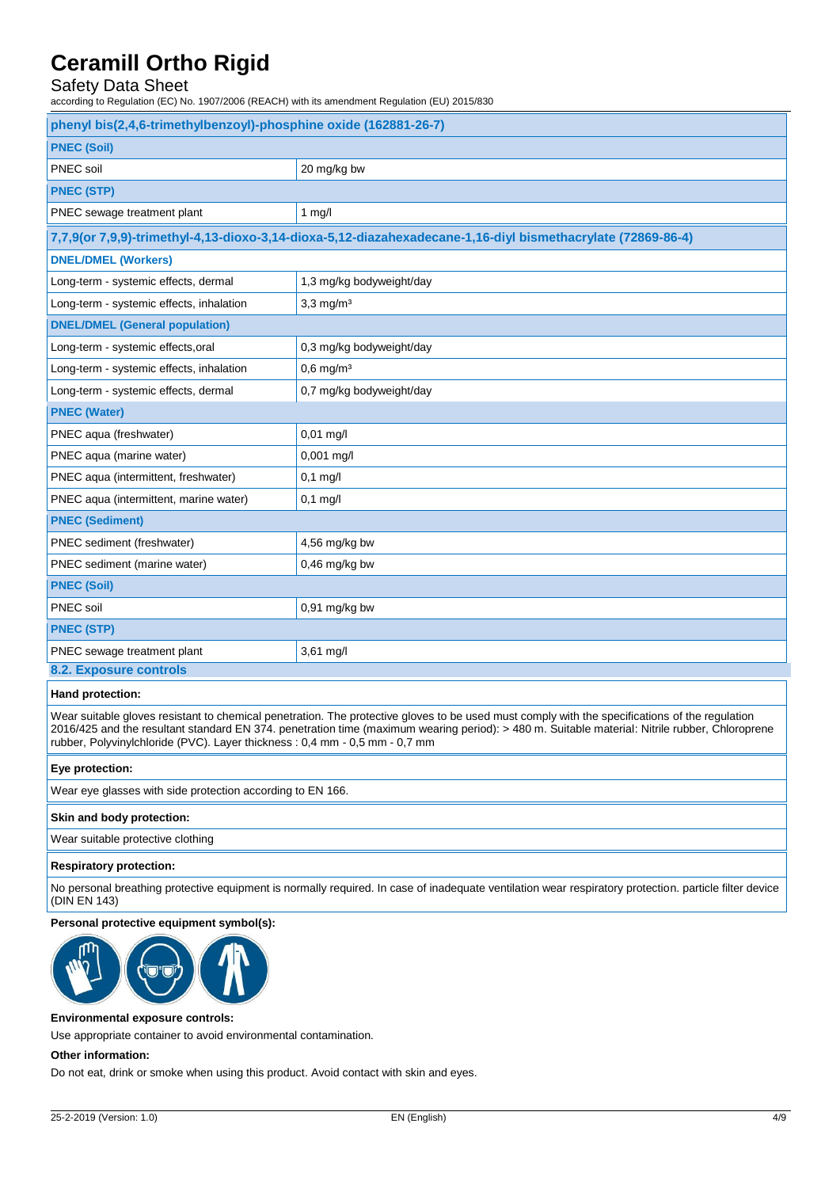| phenyl bis(2,4,6-trimethylbenzoyl)-phosphine oxide (162881-26-7) | |
|---|---|
| **PNEC (Soil)** | |
| PNEC soil | 20 mg/kg bw |
| **PNEC (STP)** | |
| PNEC sewage treatment plant | 1 mg/l |
| **7,7,9(or 7,9,9)-trimethyl-4,13-dioxo-3,14-dioxa-5,12-diazahexadecane-1,16-diyl bismethacrylate (72869-86-4)** | |
| **DNEL/DMEL (Workers)** | |
| Long-term - systemic effects, dermal | 1,3 mg/kg bodyweight/day |
| Long-term - systemic effects, inhalation | 3,3 mg/m³ |
| **DNEL/DMEL (General population)** | |
| Long-term - systemic effects,oral | 0,3 mg/kg bodyweight/day |
| Long-term - systemic effects, inhalation | 0,6 mg/m³ |
| Long-term - systemic effects, dermal | 0,7 mg/kg bodyweight/day |
| **PNEC (Water)** | |
| PNEC aqua (freshwater) | 0,01 mg/l |
| PNEC aqua (marine water) | 0,001 mg/l |
| PNEC aqua (intermittent, freshwater) | 0,1 mg/l |
| PNEC aqua (intermittent, marine water) | 0,1 mg/l |
| **PNEC (Sediment)** | |
| PNEC sediment (freshwater) | 4,56 mg/kg bw |
| PNEC sediment (marine water) | 0,46 mg/kg bw |
| **PNEC (Soil)** | |
| PNEC soil | 0,91 mg/kg bw |
| **PNEC (STP)** | |
| PNEC sewage treatment plant | 3,61 mg/l |

## 8.2. Exposure controls

**Hand protection:**

Wear suitable gloves resistant to chemical penetration. The protective gloves to be used must comply with the specifications of the regulation 2016/425 and the resultant standard EN 374. penetration time (maximum wearing period): > 480 m. Suitable material: Nitrile rubber, Chloroprene rubber, Polyvinylchloride (PVC). Layer thickness : 0,4 mm - 0,5 mm - 0,7 mm

**Eye protection:**

Wear eye glasses with side protection according to EN 166.

**Skin and body protection:**

Wear suitable protective clothing

**Respiratory protection:**

No personal breathing protective equipment is normally required. In case of inadequate ventilation wear respiratory protection. particle filter device (DIN EN 143)

**Personal protective equipment symbol(s):**

**Environmental exposure controls:**

Use appropriate container to avoid environmental contamination.

**Other information:**

Do not eat, drink or smoke when using this product. Avoid contact with skin and eyes.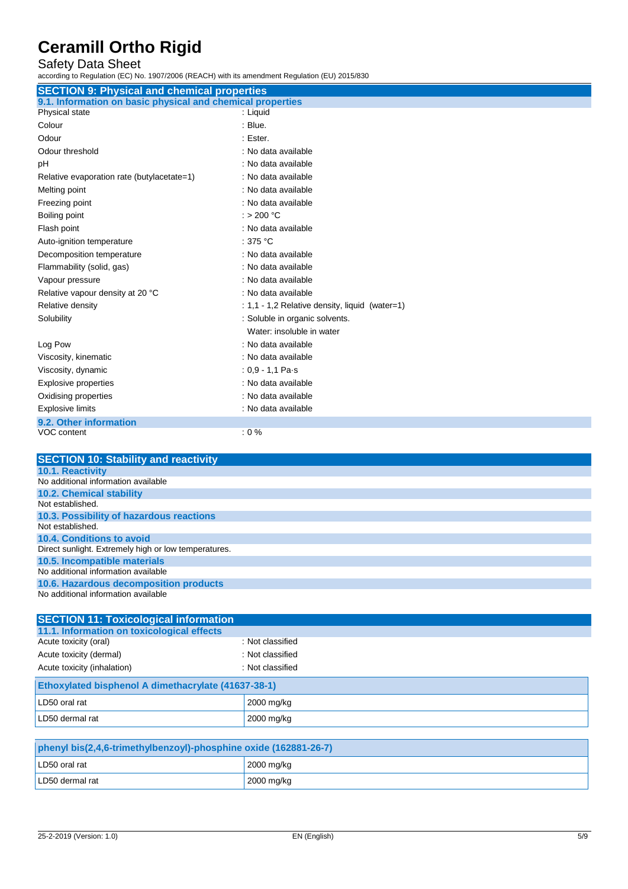## SECTION 9: Physical and chemical properties

### 9.1. Information on basic physical and chemical properties

| | |
|---|---|
| Physical state | : Liquid |
| Colour | : Blue. |
| Odour | : Ester. |
| Odour threshold | : No data available |
| pH | : No data available |
| Relative evaporation rate (butylacetate=1) | : No data available |
| Melting point | : No data available |
| Freezing point | : No data available |
| Boiling point | : > 200 °C |
| Flash point | : No data available |
| Auto-ignition temperature | : 375 °C |
| Decomposition temperature | : No data available |
| Flammability (solid, gas) | : No data available |
| Vapour pressure | : No data available |
| Relative vapour density at 20 °C | : No data available |
| Relative density | : 1,1 - 1,2 Relative density, liquid (water=1) |
| Solubility | : Soluble in organic solvents. Water: insoluble in water |
| Log Pow | : No data available |
| Viscosity, kinematic | : No data available |
| Viscosity, dynamic | : 0,9 - 1,1 Pa·s |
| Explosive properties | : No data available |
| Oxidising properties | : No data available |
| Explosive limits | : No data available |

### 9.2. Other information

| | |
|---|---|
| VOC content | : 0 % |

## SECTION 10: Stability and reactivity

### 10.1. Reactivity

No additional information available

### 10.2. Chemical stability

Not established.

### 10.3. Possibility of hazardous reactions

Not established.

### 10.4. Conditions to avoid

Direct sunlight. Extremely high or low temperatures.

### 10.5. Incompatible materials

No additional information available

### 10.6. Hazardous decomposition products

No additional information available

## SECTION 11: Toxicological information

### 11.1. Information on toxicological effects

| | |
|---|---|
| Acute toxicity (oral) | : Not classified |
| Acute toxicity (dermal) | : Not classified |
| Acute toxicity (inhalation) | : Not classified |

| Ethoxylated bisphenol A dimethacrylate (41637-38-1) | |
|---|---|
| LD50 oral rat | 2000 mg/kg |
| LD50 dermal rat | 2000 mg/kg |

| phenyl bis(2,4,6-trimethylbenzoyl)-phosphine oxide (162881-26-7) | |
|---|---|
| LD50 oral rat | 2000 mg/kg |
| LD50 dermal rat | 2000 mg/kg |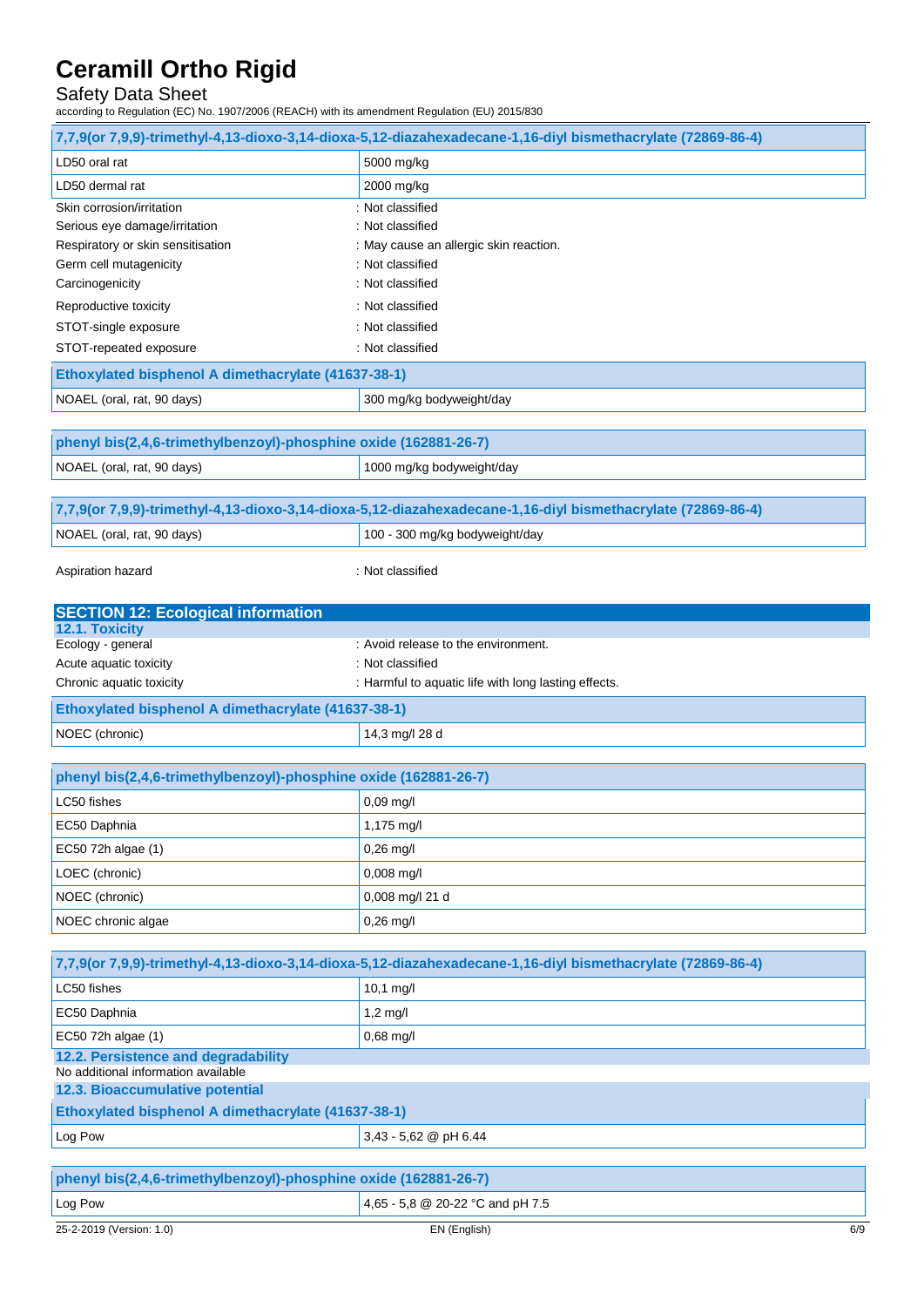| 7,7,9(or 7,9,9)-trimethyl-4,13-dioxo-3,14-dioxa-5,12-diazahexadecane-1,16-diyl bismethacrylate (72869-86-4) | |
|---|---|
| LD50 oral rat | 5000 mg/kg |
| LD50 dermal rat | 2000 mg/kg |

Skin corrosion/irritation : Not classified

Serious eye damage/irritation : Not classified

Respiratory or skin sensitisation : May cause an allergic skin reaction.

Germ cell mutagenicity : Not classified

Carcinogenicity : Not classified

Reproductive toxicity : Not classified

STOT-single exposure : Not classified

STOT-repeated exposure : Not classified

| Ethoxylated bisphenol A dimethacrylate (41637-38-1) | |
|---|---|
| NOAEL (oral, rat, 90 days) | 300 mg/kg bodyweight/day |

| phenyl bis(2,4,6-trimethylbenzoyl)-phosphine oxide (162881-26-7) | |
|---|---|
| NOAEL (oral, rat, 90 days) | 1000 mg/kg bodyweight/day |

| 7,7,9(or 7,9,9)-trimethyl-4,13-dioxo-3,14-dioxa-5,12-diazahexadecane-1,16-diyl bismethacrylate (72869-86-4) | |
|---|---|
| NOAEL (oral, rat, 90 days) | 100 - 300 mg/kg bodyweight/day |

Aspiration hazard : Not classified

## SECTION 12: Ecological information

### 12.1. Toxicity

Ecology - general : Avoid release to the environment.

Acute aquatic toxicity : Not classified

Chronic aquatic toxicity : Harmful to aquatic life with long lasting effects.

| Ethoxylated bisphenol A dimethacrylate (41637-38-1) | |
|---|---|
| NOEC (chronic) | 14,3 mg/l 28 d |

| phenyl bis(2,4,6-trimethylbenzoyl)-phosphine oxide (162881-26-7) | |
|---|---|
| LC50 fishes | 0,09 mg/l |
| EC50 Daphnia | 1,175 mg/l |
| EC50 72h algae (1) | 0,26 mg/l |
| LOEC (chronic) | 0,008 mg/l |
| NOEC (chronic) | 0,008 mg/l 21 d |
| NOEC chronic algae | 0,26 mg/l |

| 7,7,9(or 7,9,9)-trimethyl-4,13-dioxo-3,14-dioxa-5,12-diazahexadecane-1,16-diyl bismethacrylate (72869-86-4) | |
|---|---|
| LC50 fishes | 10,1 mg/l |
| EC50 Daphnia | 1,2 mg/l |
| EC50 72h algae (1) | 0,68 mg/l |

### 12.2. Persistence and degradability

No additional information available

### 12.3. Bioaccumulative potential

| Ethoxylated bisphenol A dimethacrylate (41637-38-1) | |
|---|---|
| Log Pow | 3,43 - 5,62 @ pH 6.44 |

| phenyl bis(2,4,6-trimethylbenzoyl)-phosphine oxide (162881-26-7) | |
|---|---|
| Log Pow | 4,65 - 5,8 @ 20-22 °C and pH 7.5 |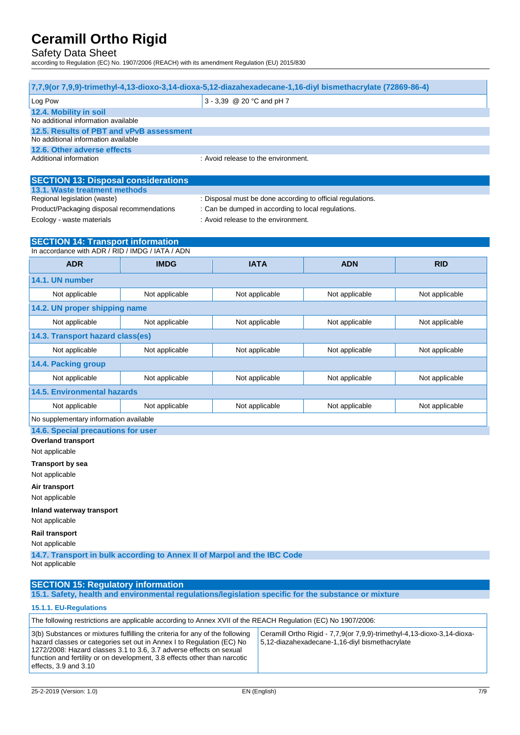| 7,7,9(or 7,9,9)-trimethyl-4,13-dioxo-3,14-dioxa-5,12-diazahexadecane-1,16-diyl bismethacrylate (72869-86-4) | |
|---|---|
| Log Pow | 3 - 3,39 @ 20 °C and pH 7 |

### 12.4. Mobility in soil

No additional information available

### 12.5. Results of PBT and vPvB assessment

No additional information available

### 12.6. Other adverse effects

Additional information : Avoid release to the environment.

## SECTION 13: Disposal considerations

### 13.1. Waste treatment methods

Regional legislation (waste) : Disposal must be done according to official regulations.

Product/Packaging disposal recommendations : Can be dumped in according to local regulations.

Ecology - waste materials : Avoid release to the environment.

## SECTION 14: Transport information

In accordance with ADR / RID / IMDG / IATA / ADN

| ADR | IMDG | IATA | ADN | RID |
|---|---|---|---|---|
| **14.1. UN number** | | | | |
| Not applicable | Not applicable | Not applicable | Not applicable | Not applicable |
| **14.2. UN proper shipping name** | | | | |
| Not applicable | Not applicable | Not applicable | Not applicable | Not applicable |
| **14.3. Transport hazard class(es)** | | | | |
| Not applicable | Not applicable | Not applicable | Not applicable | Not applicable |
| **14.4. Packing group** | | | | |
| Not applicable | Not applicable | Not applicable | Not applicable | Not applicable |
| **14.5. Environmental hazards** | | | | |
| Not applicable | Not applicable | Not applicable | Not applicable | Not applicable |
| No supplementary information available | | | | |

### 14.6. Special precautions for user

**Overland transport**

Not applicable

**Transport by sea**

Not applicable

**Air transport**

Not applicable

**Inland waterway transport**

Not applicable

**Rail transport**

Not applicable

### 14.7. Transport in bulk according to Annex II of Marpol and the IBC Code

Not applicable

## SECTION 15: Regulatory information

### 15.1. Safety, health and environmental regulations/legislation specific for the substance or mixture

#### 15.1.1. EU-Regulations

| The following restrictions are applicable according to Annex XVII of the REACH Regulation (EC) No 1907/2006: | |
|---|---|
| 3(b) Substances or mixtures fulfilling the criteria for any of the following hazard classes or categories set out in Annex I to Regulation (EC) No 1272/2008: Hazard classes 3.1 to 3.6, 3.7 adverse effects on sexual function and fertility or on development, 3.8 effects other than narcotic effects, 3.9 and 3.10 | Ceramill Ortho Rigid - 7,7,9(or 7,9,9)-trimethyl-4,13-dioxo-3,14-dioxa-5,12-diazahexadecane-1,16-diyl bismethacrylate |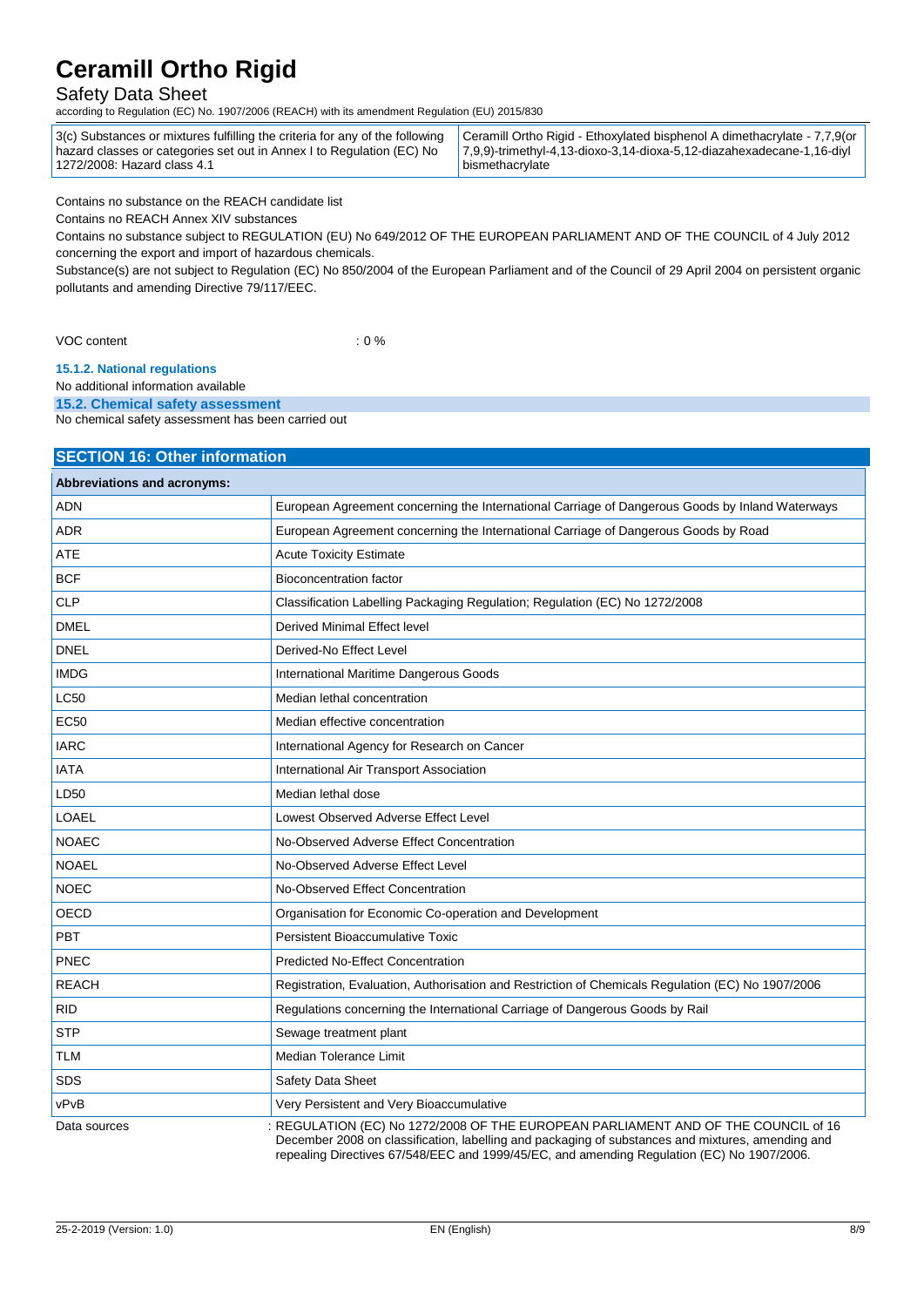| | |
|---|---|
| 3(c) Substances or mixtures fulfilling the criteria for any of the following hazard classes or categories set out in Annex I to Regulation (EC) No 1272/2008: Hazard class 4.1 | Ceramill Ortho Rigid - Ethoxylated bisphenol A dimethacrylate - 7,7,9(or 7,9,9)-trimethyl-4,13-dioxo-3,14-dioxa-5,12-diazahexadecane-1,16-diyl bismethacrylate |

Contains no substance on the REACH candidate list

Contains no REACH Annex XIV substances

Contains no substance subject to REGULATION (EU) No 649/2012 OF THE EUROPEAN PARLIAMENT AND OF THE COUNCIL of 4 July 2012 concerning the export and import of hazardous chemicals.

Substance(s) are not subject to Regulation (EC) No 850/2004 of the European Parliament and of the Council of 29 April 2004 on persistent organic pollutants and amending Directive 79/117/EEC.

VOC content : 0 %

#### 15.1.2. National regulations

No additional information available

### 15.2. Chemical safety assessment

No chemical safety assessment has been carried out

## SECTION 16: Other information

| Abbreviations and acronyms: | |
|---|---|
| ADN | European Agreement concerning the International Carriage of Dangerous Goods by Inland Waterways |
| ADR | European Agreement concerning the International Carriage of Dangerous Goods by Road |
| ATE | Acute Toxicity Estimate |
| BCF | Bioconcentration factor |
| CLP | Classification Labelling Packaging Regulation; Regulation (EC) No 1272/2008 |
| DMEL | Derived Minimal Effect level |
| DNEL | Derived-No Effect Level |
| IMDG | International Maritime Dangerous Goods |
| LC50 | Median lethal concentration |
| EC50 | Median effective concentration |
| IARC | International Agency for Research on Cancer |
| IATA | International Air Transport Association |
| LD50 | Median lethal dose |
| LOAEL | Lowest Observed Adverse Effect Level |
| NOAEC | No-Observed Adverse Effect Concentration |
| NOAEL | No-Observed Adverse Effect Level |
| NOEC | No-Observed Effect Concentration |
| OECD | Organisation for Economic Co-operation and Development |
| PBT | Persistent Bioaccumulative Toxic |
| PNEC | Predicted No-Effect Concentration |
| REACH | Registration, Evaluation, Authorisation and Restriction of Chemicals Regulation (EC) No 1907/2006 |
| RID | Regulations concerning the International Carriage of Dangerous Goods by Rail |
| STP | Sewage treatment plant |
| TLM | Median Tolerance Limit |
| SDS | Safety Data Sheet |
| vPvB | Very Persistent and Very Bioaccumulative |

Data sources : REGULATION (EC) No 1272/2008 OF THE EUROPEAN PARLIAMENT AND OF THE COUNCIL of 16 December 2008 on classification, labelling and packaging of substances and mixtures, amending and repealing Directives 67/548/EEC and 1999/45/EC, and amending Regulation (EC) No 1907/2006.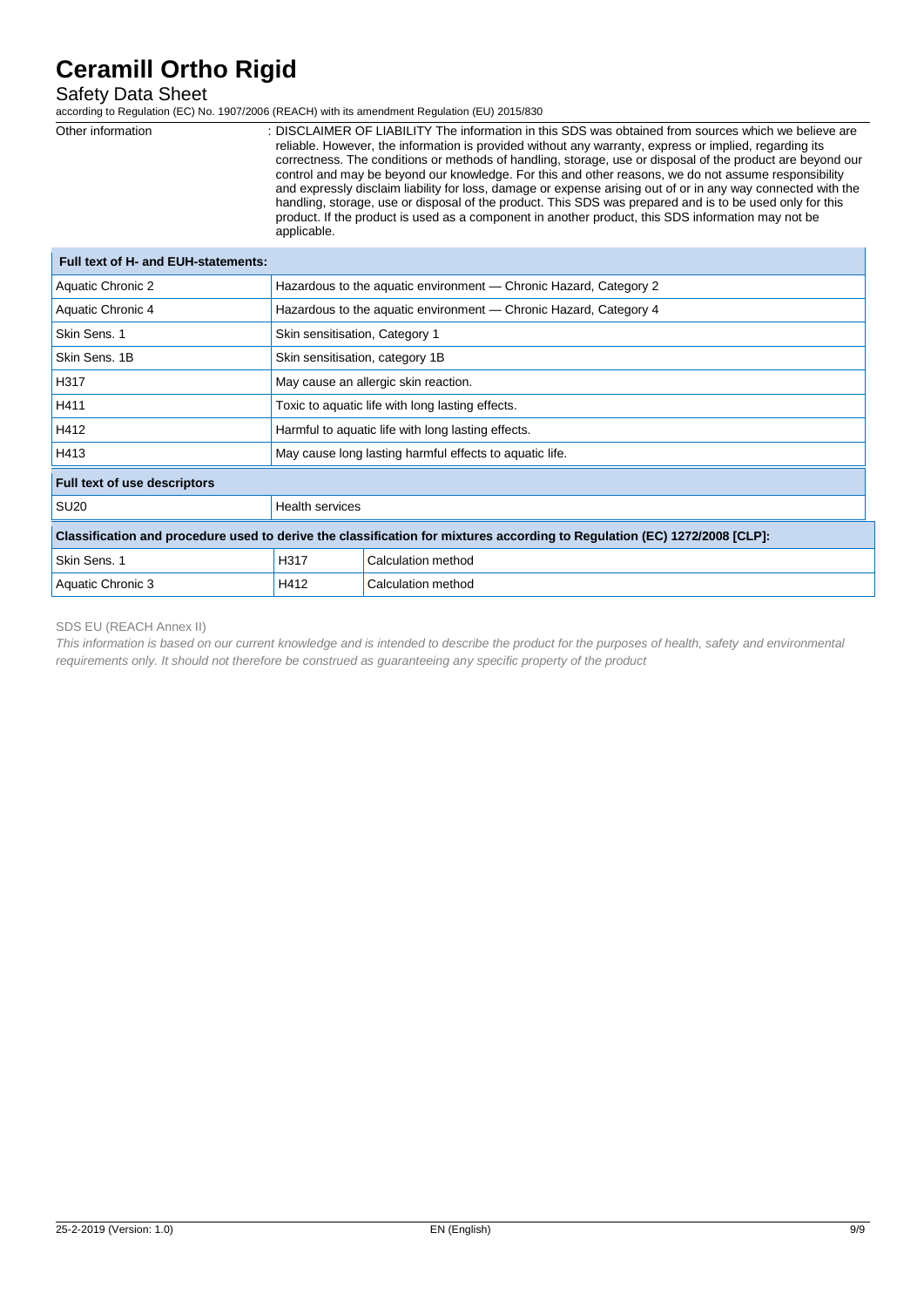Other information : DISCLAIMER OF LIABILITY The information in this SDS was obtained from sources which we believe are reliable. However, the information is provided without any warranty, express or implied, regarding its correctness. The conditions or methods of handling, storage, use or disposal of the product are beyond our control and may be beyond our knowledge. For this and other reasons, we do not assume responsibility and expressly disclaim liability for loss, damage or expense arising out of or in any way connected with the handling, storage, use or disposal of the product. This SDS was prepared and is to be used only for this product. If the product is used as a component in another product, this SDS information may not be applicable.

| Full text of H- and EUH-statements: | |
|---|---|
| Aquatic Chronic 2 | Hazardous to the aquatic environment — Chronic Hazard, Category 2 |
| Aquatic Chronic 4 | Hazardous to the aquatic environment — Chronic Hazard, Category 4 |
| Skin Sens. 1 | Skin sensitisation, Category 1 |
| Skin Sens. 1B | Skin sensitisation, category 1B |
| H317 | May cause an allergic skin reaction. |
| H411 | Toxic to aquatic life with long lasting effects. |
| H412 | Harmful to aquatic life with long lasting effects. |
| H413 | May cause long lasting harmful effects to aquatic life. |

| Full text of use descriptors | |
|---|---|
| SU20 | Health services |

| Classification and procedure used to derive the classification for mixtures according to Regulation (EC) 1272/2008 [CLP]: | | |
|---|---|---|
| Skin Sens. 1 | H317 | Calculation method |
| Aquatic Chronic 3 | H412 | Calculation method |

SDS EU (REACH Annex II)

*This information is based on our current knowledge and is intended to describe the product for the purposes of health, safety and environmental requirements only. It should not therefore be construed as guaranteeing any specific property of the product*